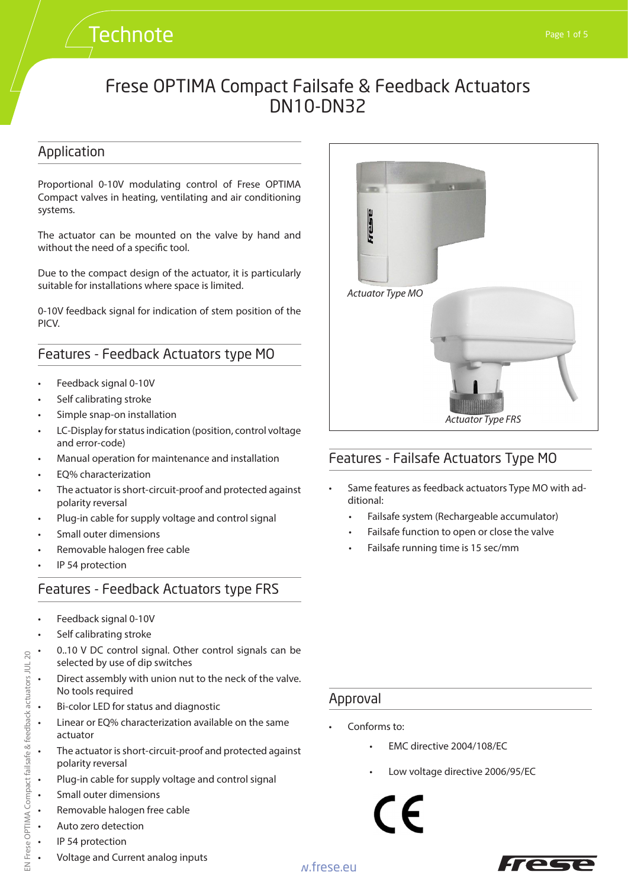# Frese OPTIMA Compact Failsafe & Feedback Actuators DN10-DN32

## Application

Proportional 0-10V modulating control of Frese OPTIMA Compact valves in heating, ventilating and air conditioning systems.

The actuator can be mounted on the valve by hand and without the need of a specific tool.

Due to the compact design of the actuator, it is particularly suitable for installations where space is limited.

0-10V feedback signal for indication of stem position of the PICV.

## Features - Feedback Actuators type MO

- Feedback signal 0-10V
- Self calibrating stroke
- Simple snap-on installation
- LC-Display for status indication (position, control voltage and error-code)
- Manual operation for maintenance and installation
- EQ% characterization
- The actuator is short-circuit-proof and protected against polarity reversal
- Plug-in cable for supply voltage and control signal
- Small outer dimensions
- Removable halogen free cable
- IP 54 protection

## Features - Feedback Actuators type FRS

- Feedback signal 0-10V
- Self calibrating stroke
- 0..10 V DC control signal. Other control signals can be selected by use of dip switches
- Direct assembly with union nut to the neck of the valve. No tools required
- Bi-color LED for status and diagnostic
- Linear or EQ% characterization available on the same actuator
- The actuator is short-circuit-proof and protected against polarity reversal
- Plug-in cable for supply voltage and control signal
- Small outer dimensions
- Removable halogen free cable
- Auto zero detection
- IP 54 protection
- Voltage and Current analog inputs

*Actuator Type MO*

*Actuator Type FRS*

## Features - Failsafe Actuators Type MO

- Same features as feedback actuators Type MO with additional:
  - Failsafe system (Rechargeable accumulator)
  - Failsafe function to open or close the valve
  - Failsafe running time is 15 sec/mm

## Approval

- Conforms to:
  - EMC directive 2004/108/EC
  - Low voltage directive 2006/95/EC

CE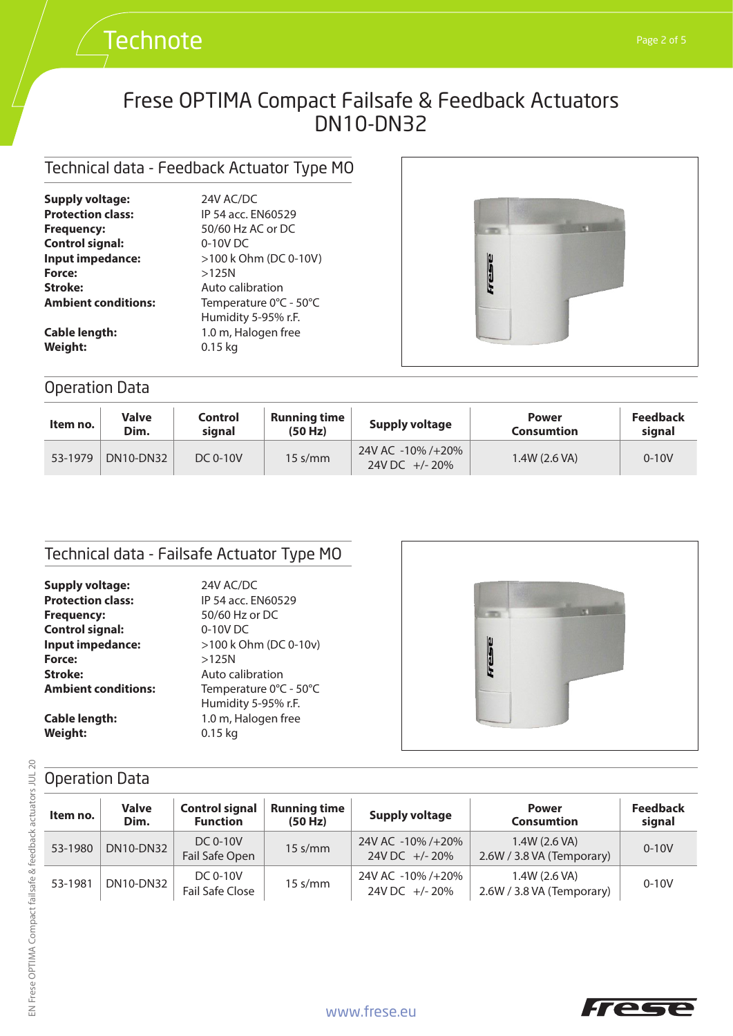# Frese OPTIMA Compact Failsafe & Feedback Actuators DN10-DN32

## Technical data - Feedback Actuator Type MO

**Supply voltage:** 24V AC/DC
**Protection class:** IP 54 acc. EN60529
**Frequency:** 50/60 Hz AC or DC
**Control signal:** 0-10V DC
**Input impedance:** >100 k Ohm (DC 0-10V)
**Force:** >125N
**Stroke:** Auto calibration
**Ambient conditions:** Temperature 0°C - 50°C
Humidity 5-95% r.F.
**Cable length:** 1.0 m, Halogen free
**Weight:** 0.15 kg

## Operation Data

| Item no. | Valve Dim. | Control signal | Running time (50 Hz) | Supply voltage | Power Consumtion | Feedback signal |
|---|---|---|---|---|---|---|
| 53-1979 | DN10-DN32 | DC 0-10V | 15 s/mm | 24V AC -10% /+20%<br>24V DC +/- 20% | 1.4W (2.6 VA) | 0-10V |

## Technical data - Failsafe Actuator Type MO

**Supply voltage:** 24V AC/DC
**Protection class:** IP 54 acc. EN60529
**Frequency:** 50/60 Hz or DC
**Control signal:** 0-10V DC
**Input impedance:** >100 k Ohm (DC 0-10v)
**Force:** >125N
**Stroke:** Auto calibration
**Ambient conditions:** Temperature 0°C - 50°C
Humidity 5-95% r.F.
**Cable length:** 1.0 m, Halogen free
**Weight:** 0.15 kg

## Operation Data

| Item no. | Valve Dim. | Control signal Function | Running time (50 Hz) | Supply voltage | Power Consumtion | Feedback signal |
|---|---|---|---|---|---|---|
| 53-1980 | DN10-DN32 | DC 0-10V<br>Fail Safe Open | 15 s/mm | 24V AC -10% /+20%<br>24V DC +/- 20% | 1.4W (2.6 VA)<br>2.6W / 3.8 VA (Temporary) | 0-10V |
| 53-1981 | DN10-DN32 | DC 0-10V<br>Fail Safe Close | 15 s/mm | 24V AC -10% /+20%<br>24V DC +/- 20% | 1.4W (2.6 VA)<br>2.6W / 3.8 VA (Temporary) | 0-10V |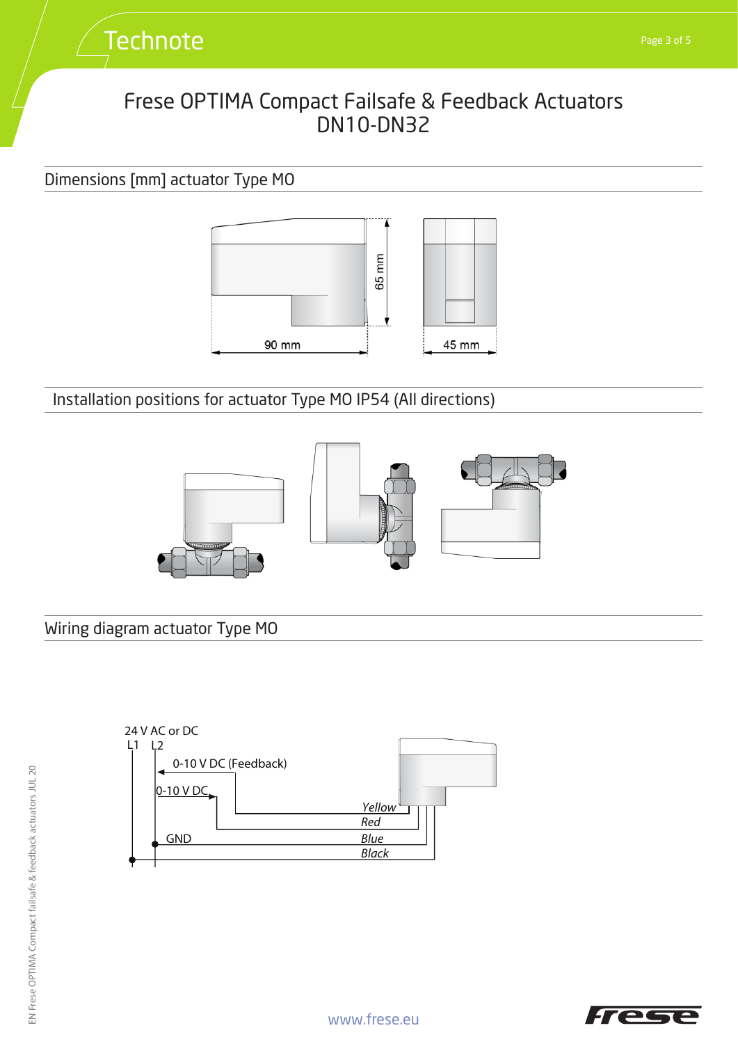# Frese OPTIMA Compact Failsafe & Feedback Actuators DN10-DN32

## Dimensions [mm] actuator Type MO

65 mm

90 mm

45 mm

## Installation positions for actuator Type MO IP54 (All directions)

## Wiring diagram actuator Type MO

24 V AC or DC

L1 L2

0-10 V DC (Feedback)

0-10 V DC

GND

*Yellow*

*Red*

*Blue*

*Black*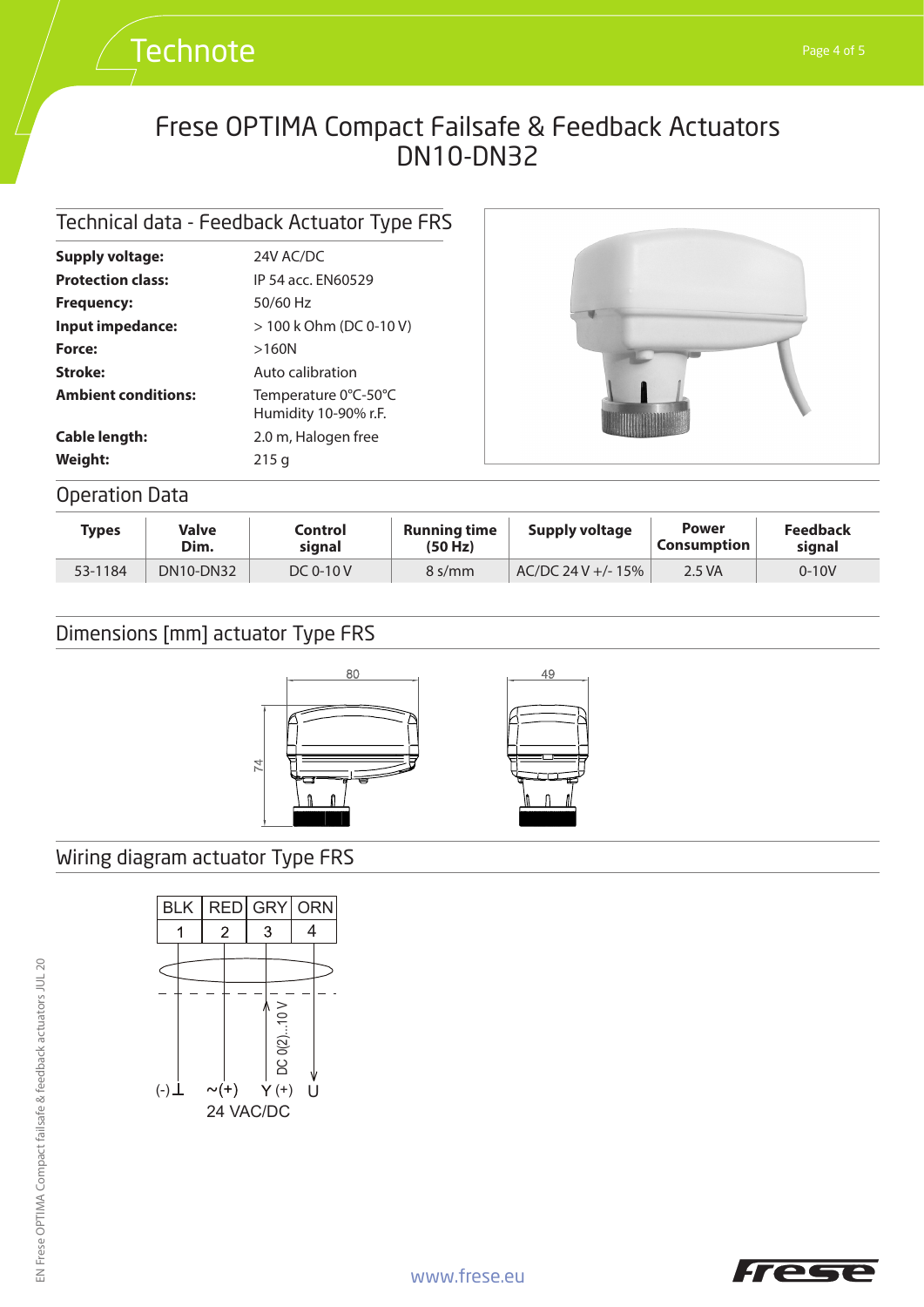# Frese OPTIMA Compact Failsafe & Feedback Actuators DN10-DN32

## Technical data - Feedback Actuator Type FRS

| | |
|---|---|
| **Supply voltage:** | 24V AC/DC |
| **Protection class:** | IP 54 acc. EN60529 |
| **Frequency:** | 50/60 Hz |
| **Input impedance:** | > 100 k Ohm (DC 0-10 V) |
| **Force:** | >160N |
| **Stroke:** | Auto calibration |
| **Ambient conditions:** | Temperature 0°C-50°C<br>Humidity 10-90% r.F. |
| **Cable length:** | 2.0 m, Halogen free |
| **Weight:** | 215 g |

## Operation Data

| Types | Valve Dim. | Control signal | Running time (50 Hz) | Supply voltage | Power Consumption | Feedback signal |
|---|---|---|---|---|---|---|
| 53-1184 | DN10-DN32 | DC 0-10 V | 8 s/mm | AC/DC 24 V +/- 15% | 2.5 VA | 0-10V |

## Dimensions [mm] actuator Type FRS

80
74
49

## Wiring diagram actuator Type FRS

| BLK | RED | GRY | ORN |
|---|---|---|---|
| 1 | 2 | 3 | 4 |

DC 0(2)...10 V

(-)⊥ ~(+) Y (+) U

24 VAC/DC

EN Frese OPTIMA Compact failsafe & feedback actuators JUL 20

www.frese.eu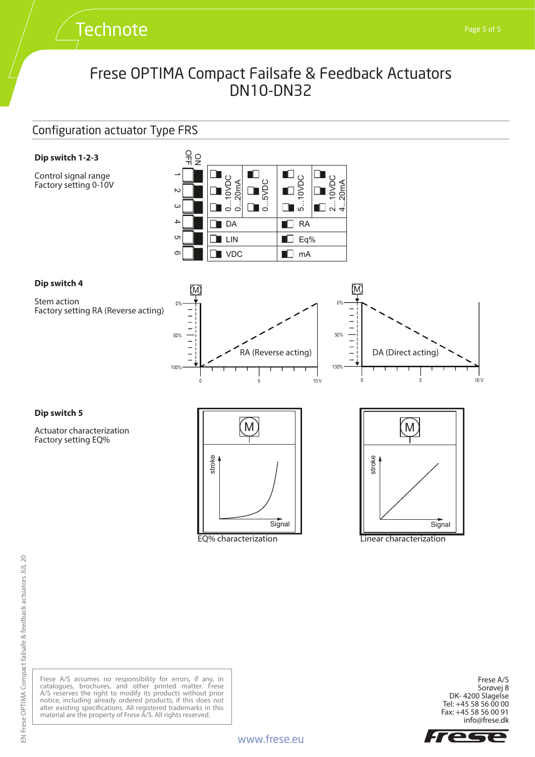# Frese OPTIMA Compact Failsafe & Feedback Actuators DN10-DN32

## Configuration actuator Type FRS

**Dip switch 1-2-3**

Control signal range
Factory setting 0-10V

OFF ON

1 2 3 4 5 6

0...10VDC 0...20mA
0...5VDC
5...10VDC
2...10VDC 4...20mA

| | |
|---|---|
| DA | RA |
| LIN | Eq% |
| VDC | mA |

**Dip switch 4**

Stem action
Factory setting RA (Reverse acting)

M
0%
50%
100%
0
5
10 V
RA (Reverse acting)

M
0%
50%
100%
0
5
10 V
DA (Direct acting)

**Dip switch 5**

Actuator characterization
Factory setting EQ%

M
stroke
Signal

EQ% characterization

M
stroke
Signal

Linear characterization

Frese A/S assumes no responsibility for errors, if any, in catalogues, brochures, and other printed matter. Frese A/S reserves the right to modify its products without prior notice, including already ordered products, if this does not alter existing specifications. All registered trademarks in this material are the property of Frese A/S. All rights reserved.

Frese A/S
Sorøvej 8
DK- 4200 Slagelse
Tel: +45 58 56 00 00
Fax: +45 58 56 00 91
info@frese.dk

www.frese.eu